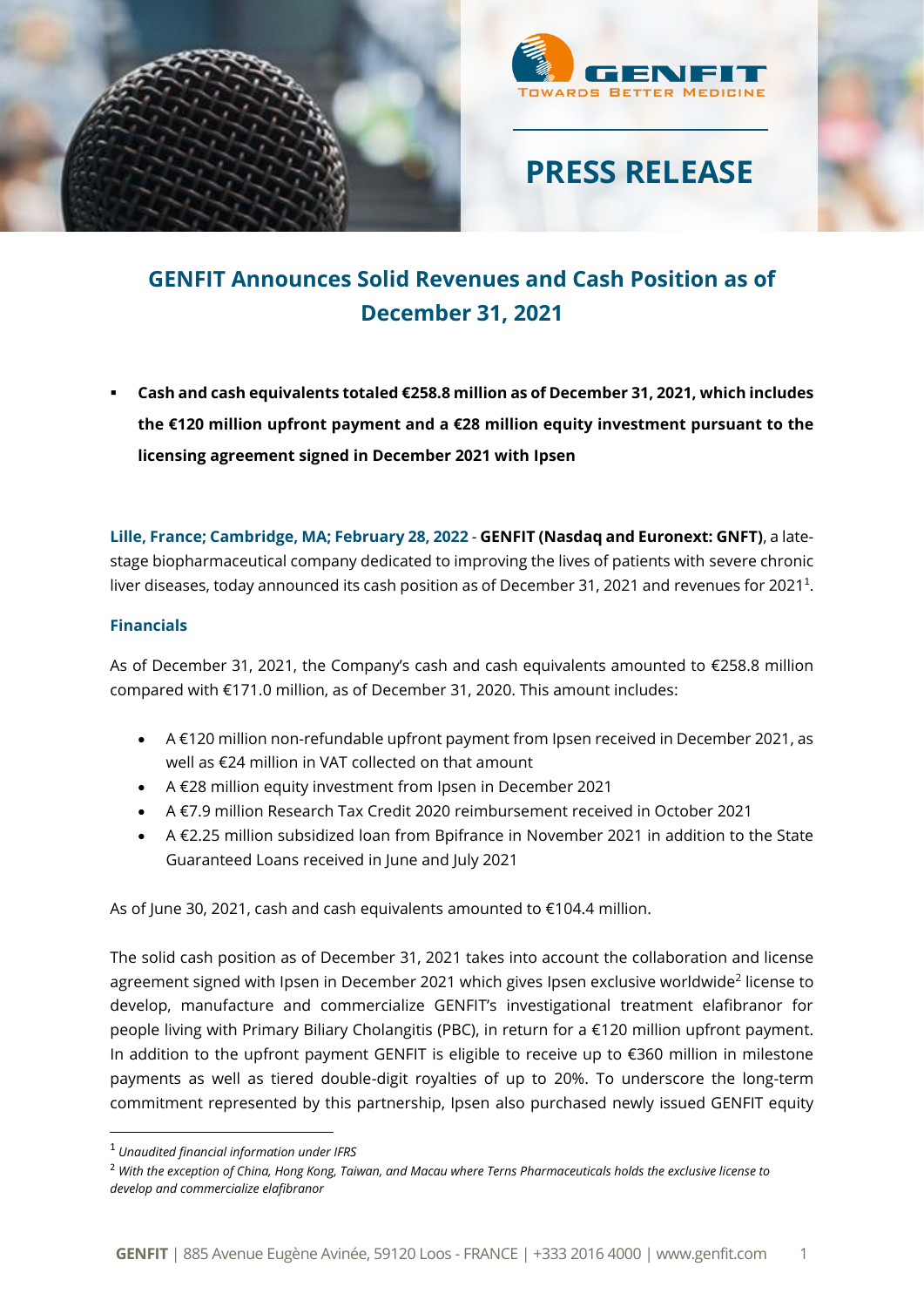PRESS RELEASE

# GENFIT Announces Solid Revenues and Cash Position as of December 31, 2021

- **Cash and cash equivalents totaled €258.8 million as of December 31, 2021, which includes the €120 million upfront payment and a €28 million equity investment pursuant to the licensing agreement signed in December 2021 with Ipsen**

**Lille, France; Cambridge, MA; February 28, 2022** - **GENFIT (Nasdaq and Euronext: GNFT)**, a late-stage biopharmaceutical company dedicated to improving the lives of patients with severe chronic liver diseases, today announced its cash position as of December 31, 2021 and revenues for 2021[1].

## Financials

As of December 31, 2021, the Company's cash and cash equivalents amounted to €258.8 million compared with €171.0 million, as of December 31, 2020. This amount includes:

- A €120 million non-refundable upfront payment from Ipsen received in December 2021, as well as €24 million in VAT collected on that amount
- A €28 million equity investment from Ipsen in December 2021
- A €7.9 million Research Tax Credit 2020 reimbursement received in October 2021
- A €2.25 million subsidized loan from Bpifrance in November 2021 in addition to the State Guaranteed Loans received in June and July 2021

As of June 30, 2021, cash and cash equivalents amounted to €104.4 million.

The solid cash position as of December 31, 2021 takes into account the collaboration and license agreement signed with Ipsen in December 2021 which gives Ipsen exclusive worldwide[2] license to develop, manufacture and commercialize GENFIT's investigational treatment elafibranor for people living with Primary Biliary Cholangitis (PBC), in return for a €120 million upfront payment. In addition to the upfront payment GENFIT is eligible to receive up to €360 million in milestone payments as well as tiered double-digit royalties of up to 20%. To underscore the long-term commitment represented by this partnership, Ipsen also purchased newly issued GENFIT equity

[1] *Unaudited financial information under IFRS*

[2] *With the exception of China, Hong Kong, Taiwan, and Macau where Terns Pharmaceuticals holds the exclusive license to develop and commercialize elafibranor*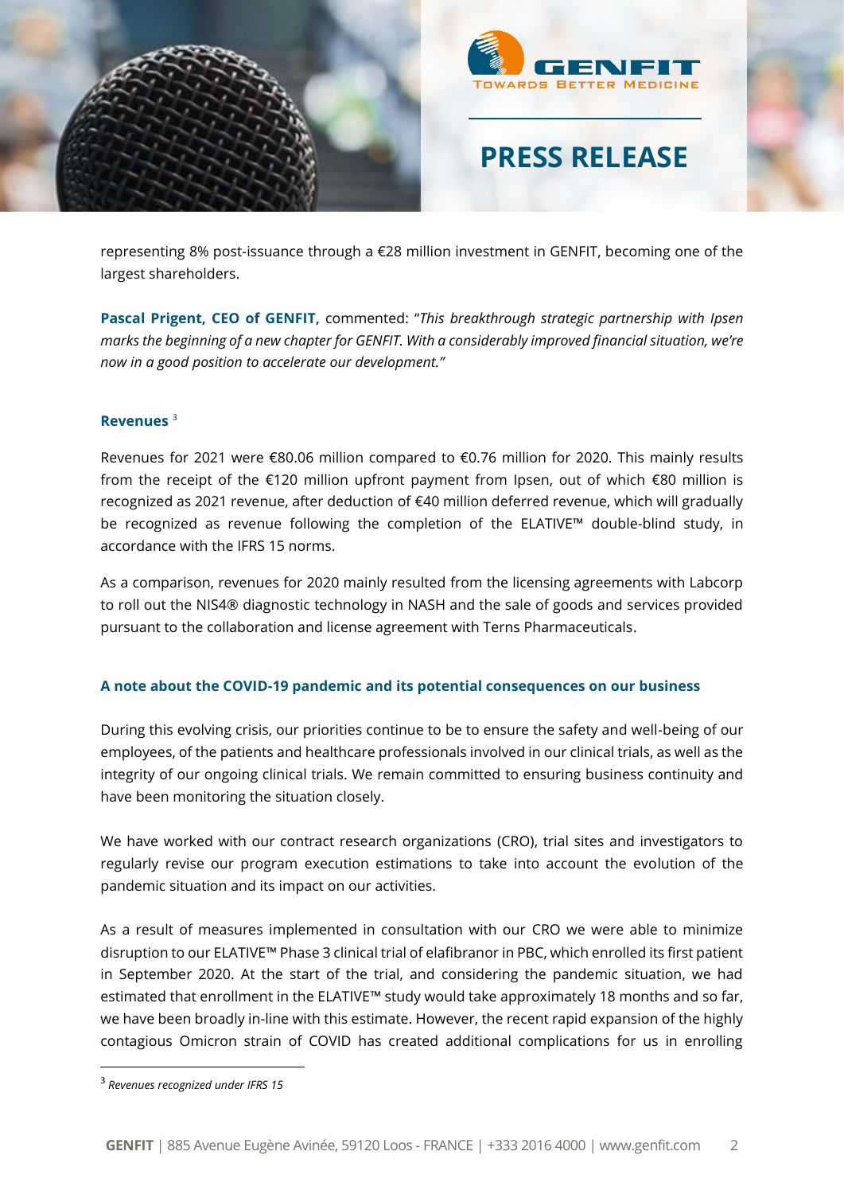representing 8% post-issuance through a €28 million investment in GENFIT, becoming one of the largest shareholders.

**Pascal Prigent, CEO of GENFIT,** commented: "*This breakthrough strategic partnership with Ipsen marks the beginning of a new chapter for GENFIT. With a considerably improved financial situation, we're now in a good position to accelerate our development.*"

### Revenues [3]

Revenues for 2021 were €80.06 million compared to €0.76 million for 2020. This mainly results from the receipt of the €120 million upfront payment from Ipsen, out of which €80 million is recognized as 2021 revenue, after deduction of €40 million deferred revenue, which will gradually be recognized as revenue following the completion of the ELATIVE™ double-blind study, in accordance with the IFRS 15 norms.

As a comparison, revenues for 2020 mainly resulted from the licensing agreements with Labcorp to roll out the NIS4® diagnostic technology in NASH and the sale of goods and services provided pursuant to the collaboration and license agreement with Terns Pharmaceuticals.

### A note about the COVID-19 pandemic and its potential consequences on our business

During this evolving crisis, our priorities continue to be to ensure the safety and well-being of our employees, of the patients and healthcare professionals involved in our clinical trials, as well as the integrity of our ongoing clinical trials. We remain committed to ensuring business continuity and have been monitoring the situation closely.

We have worked with our contract research organizations (CRO), trial sites and investigators to regularly revise our program execution estimations to take into account the evolution of the pandemic situation and its impact on our activities.

As a result of measures implemented in consultation with our CRO we were able to minimize disruption to our ELATIVE™ Phase 3 clinical trial of elafibranor in PBC, which enrolled its first patient in September 2020. At the start of the trial, and considering the pandemic situation, we had estimated that enrollment in the ELATIVE™ study would take approximately 18 months and so far, we have been broadly in-line with this estimate. However, the recent rapid expansion of the highly contagious Omicron strain of COVID has created additional complications for us in enrolling

[3] *Revenues recognized under IFRS 15*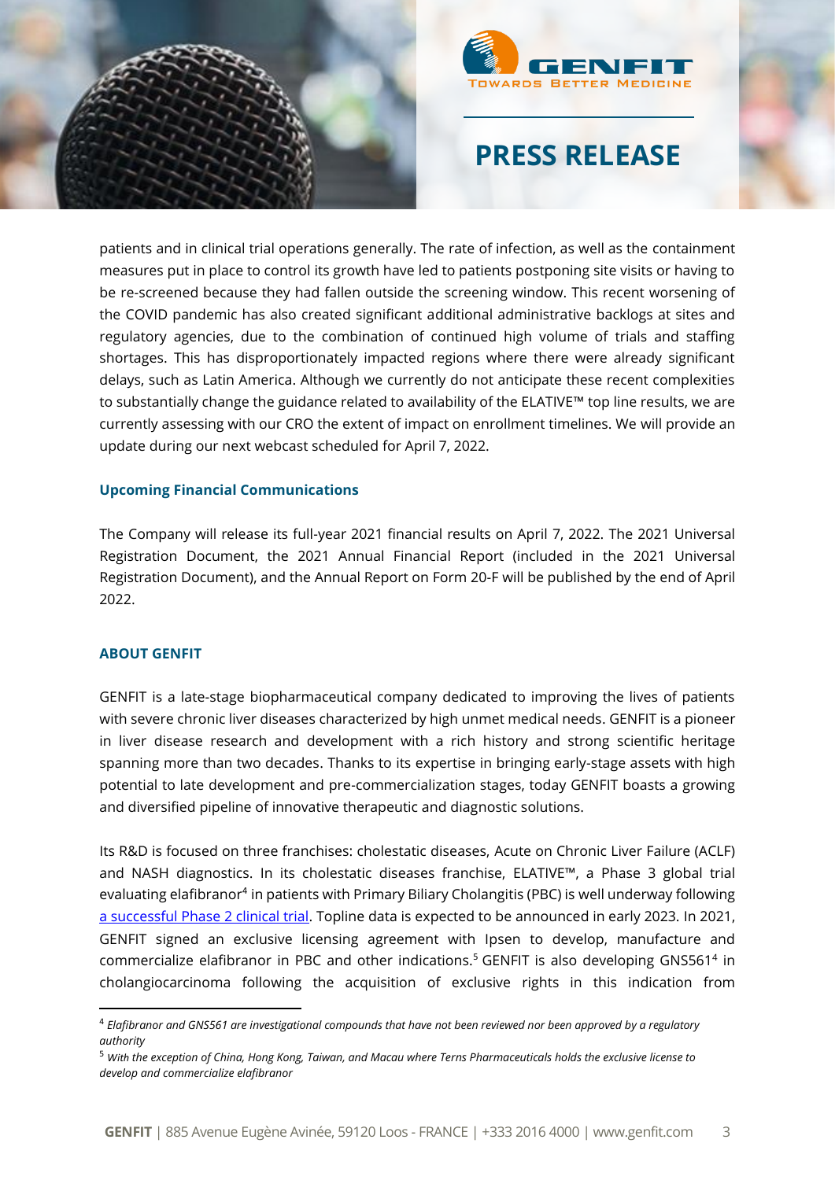patients and in clinical trial operations generally. The rate of infection, as well as the containment measures put in place to control its growth have led to patients postponing site visits or having to be re-screened because they had fallen outside the screening window. This recent worsening of the COVID pandemic has also created significant additional administrative backlogs at sites and regulatory agencies, due to the combination of continued high volume of trials and staffing shortages. This has disproportionately impacted regions where there were already significant delays, such as Latin America. Although we currently do not anticipate these recent complexities to substantially change the guidance related to availability of the ELATIVE™ top line results, we are currently assessing with our CRO the extent of impact on enrollment timelines. We will provide an update during our next webcast scheduled for April 7, 2022.

### Upcoming Financial Communications

The Company will release its full-year 2021 financial results on April 7, 2022. The 2021 Universal Registration Document, the 2021 Annual Financial Report (included in the 2021 Universal Registration Document), and the Annual Report on Form 20-F will be published by the end of April 2022.

### ABOUT GENFIT

GENFIT is a late-stage biopharmaceutical company dedicated to improving the lives of patients with severe chronic liver diseases characterized by high unmet medical needs. GENFIT is a pioneer in liver disease research and development with a rich history and strong scientific heritage spanning more than two decades. Thanks to its expertise in bringing early-stage assets with high potential to late development and pre-commercialization stages, today GENFIT boasts a growing and diversified pipeline of innovative therapeutic and diagnostic solutions.

Its R&D is focused on three franchises: cholestatic diseases, Acute on Chronic Liver Failure (ACLF) and NASH diagnostics. In its cholestatic diseases franchise, ELATIVE™, a Phase 3 global trial evaluating elafibranor[4] in patients with Primary Biliary Cholangitis (PBC) is well underway following a successful Phase 2 clinical trial. Topline data is expected to be announced in early 2023. In 2021, GENFIT signed an exclusive licensing agreement with Ipsen to develop, manufacture and commercialize elafibranor in PBC and other indications.[5] GENFIT is also developing GNS561[4] in cholangiocarcinoma following the acquisition of exclusive rights in this indication from

---

[4] *Elafibranor and GNS561 are investigational compounds that have not been reviewed nor been approved by a regulatory authority*

[5] *With the exception of China, Hong Kong, Taiwan, and Macau where Terns Pharmaceuticals holds the exclusive license to develop and commercialize elafibranor*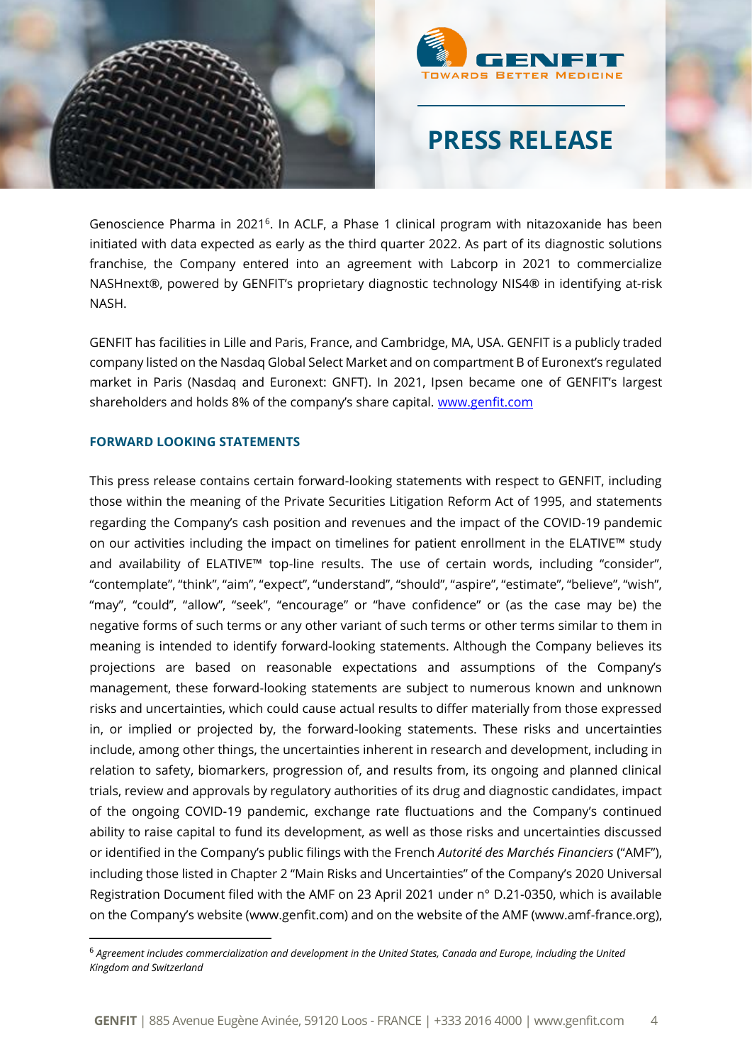Genoscience Pharma in 2021[6]. In ACLF, a Phase 1 clinical program with nitazoxanide has been initiated with data expected as early as the third quarter 2022. As part of its diagnostic solutions franchise, the Company entered into an agreement with Labcorp in 2021 to commercialize NASHnext®, powered by GENFIT's proprietary diagnostic technology NIS4® in identifying at-risk NASH.

GENFIT has facilities in Lille and Paris, France, and Cambridge, MA, USA. GENFIT is a publicly traded company listed on the Nasdaq Global Select Market and on compartment B of Euronext's regulated market in Paris (Nasdaq and Euronext: GNFT). In 2021, Ipsen became one of GENFIT's largest shareholders and holds 8% of the company's share capital. [www.genfit.com](http://www.genfit.com)

## FORWARD LOOKING STATEMENTS

This press release contains certain forward-looking statements with respect to GENFIT, including those within the meaning of the Private Securities Litigation Reform Act of 1995, and statements regarding the Company's cash position and revenues and the impact of the COVID-19 pandemic on our activities including the impact on timelines for patient enrollment in the ELATIVE™ study and availability of ELATIVE™ top-line results. The use of certain words, including "consider", "contemplate", "think", "aim", "expect", "understand", "should", "aspire", "estimate", "believe", "wish", "may", "could", "allow", "seek", "encourage" or "have confidence" or (as the case may be) the negative forms of such terms or any other variant of such terms or other terms similar to them in meaning is intended to identify forward-looking statements. Although the Company believes its projections are based on reasonable expectations and assumptions of the Company's management, these forward-looking statements are subject to numerous known and unknown risks and uncertainties, which could cause actual results to differ materially from those expressed in, or implied or projected by, the forward-looking statements. These risks and uncertainties include, among other things, the uncertainties inherent in research and development, including in relation to safety, biomarkers, progression of, and results from, its ongoing and planned clinical trials, review and approvals by regulatory authorities of its drug and diagnostic candidates, impact of the ongoing COVID-19 pandemic, exchange rate fluctuations and the Company's continued ability to raise capital to fund its development, as well as those risks and uncertainties discussed or identified in the Company's public filings with the French *Autorité des Marchés Financiers* ("AMF"), including those listed in Chapter 2 "Main Risks and Uncertainties" of the Company's 2020 Universal Registration Document filed with the AMF on 23 April 2021 under n° D.21-0350, which is available on the Company's website (www.genfit.com) and on the website of the AMF (www.amf-france.org),

---

[6] *Agreement includes commercialization and development in the United States, Canada and Europe, including the United Kingdom and Switzerland*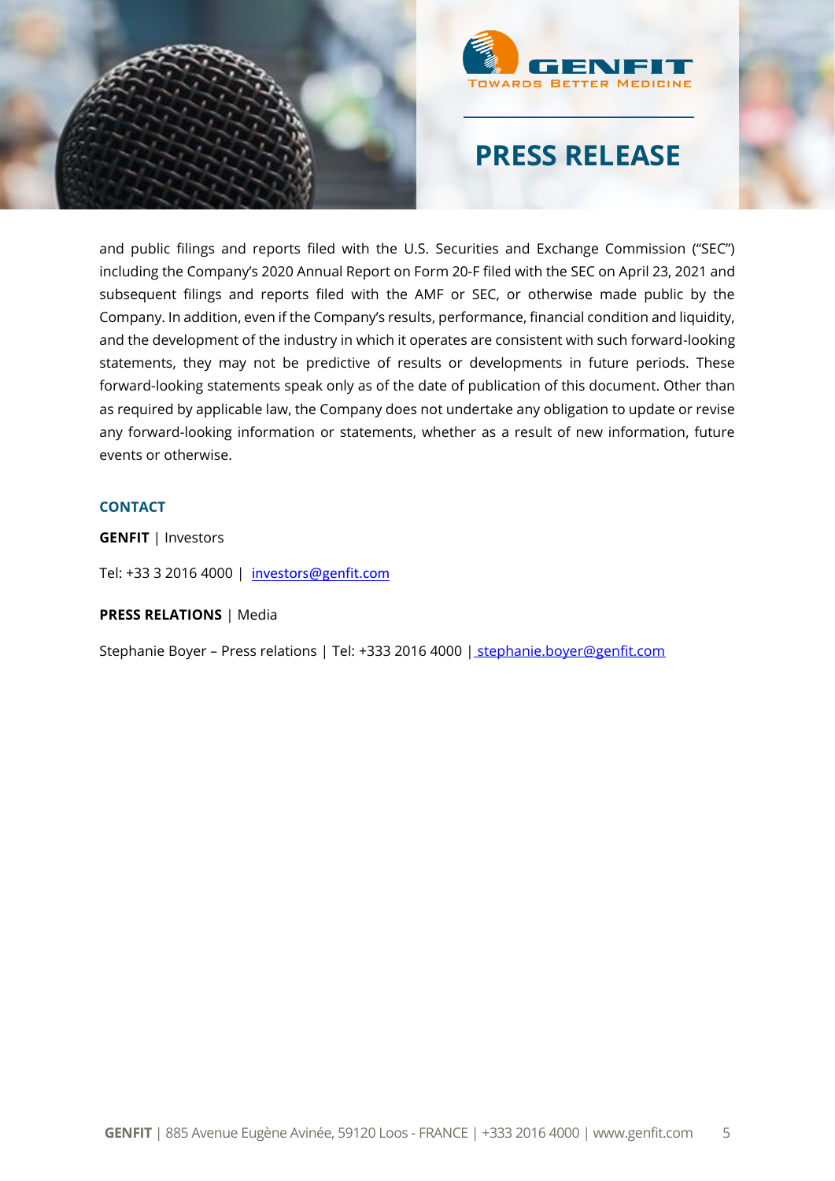and public filings and reports filed with the U.S. Securities and Exchange Commission ("SEC") including the Company's 2020 Annual Report on Form 20-F filed with the SEC on April 23, 2021 and subsequent filings and reports filed with the AMF or SEC, or otherwise made public by the Company. In addition, even if the Company's results, performance, financial condition and liquidity, and the development of the industry in which it operates are consistent with such forward-looking statements, they may not be predictive of results or developments in future periods. These forward-looking statements speak only as of the date of publication of this document. Other than as required by applicable law, the Company does not undertake any obligation to update or revise any forward-looking information or statements, whether as a result of new information, future events or otherwise.

## CONTACT

**GENFIT** | Investors

Tel: +33 3 2016 4000 | investors@genfit.com

**PRESS RELATIONS** | Media

Stephanie Boyer – Press relations | Tel: +333 2016 4000 | stephanie.boyer@genfit.com